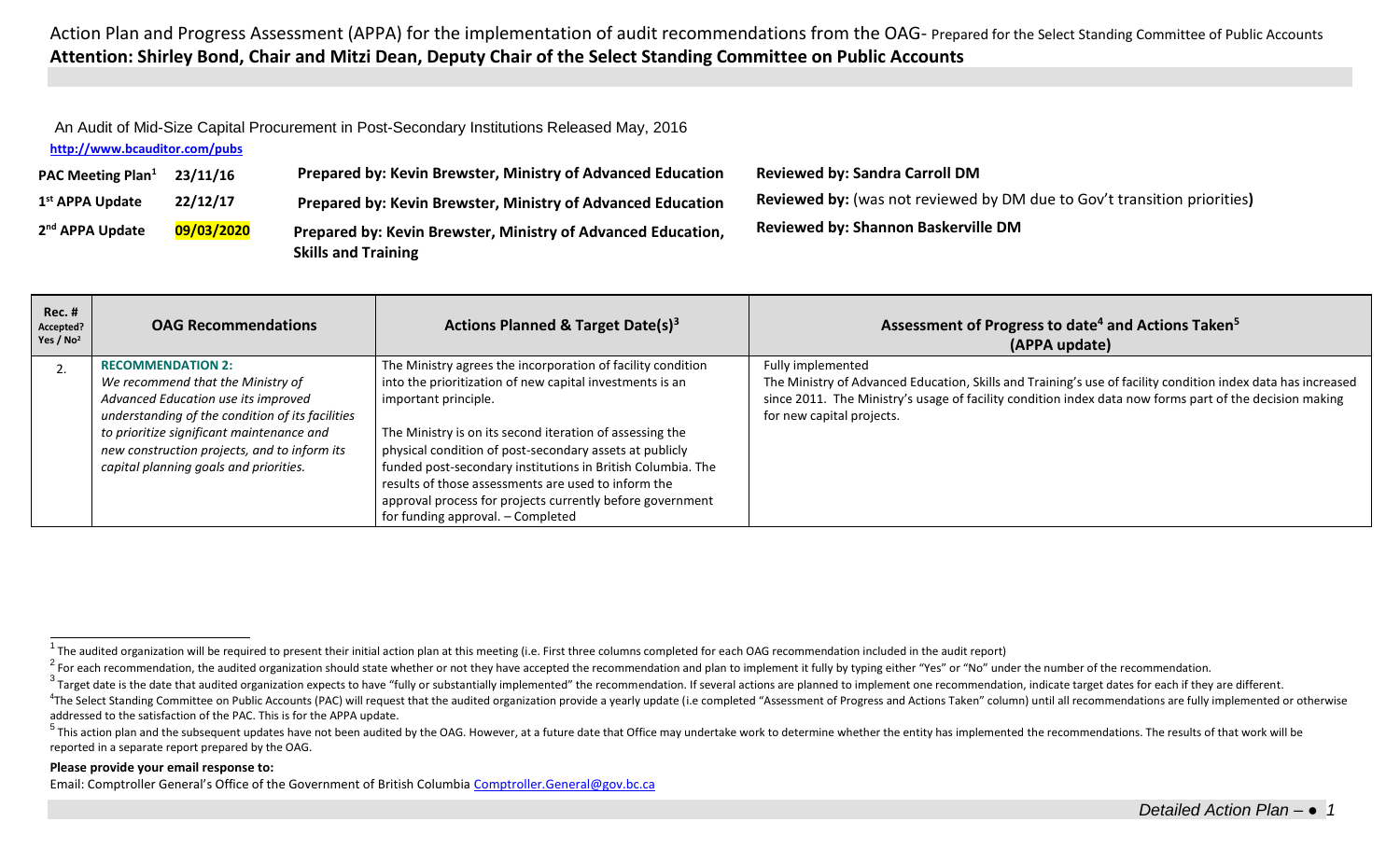Action Plan and Progress Assessment (APPA) for the implementation of audit recommendations from the OAG- Prepared for the Select Standing Committee of Public Accounts
**Attention: Shirley Bond, Chair and Mitzi Dean, Deputy Chair of the Select Standing Committee on Public Accounts**

An Audit of Mid-Size Capital Procurement in Post-Secondary Institutions Released May, 2016

**http://www.bcauditor.com/pubs**

| | | | |
|---|---|---|---|
| **PAC Meeting Plan[1]** | **23/11/16** | **Prepared by: Kevin Brewster, Ministry of Advanced Education** | **Reviewed by: Sandra Carroll DM** |
| **1st APPA Update** | **22/12/17** | **Prepared by: Kevin Brewster, Ministry of Advanced Education** | **Reviewed by:** (was not reviewed by DM due to Gov't transition priorities**)** |
| **2nd APPA Update** | **09/03/2020** | **Prepared by: Kevin Brewster, Ministry of Advanced Education, Skills and Training** | **Reviewed by: Shannon Baskerville DM** |

| **Rec. # Accepted? Yes / No[2]** | **OAG Recommendations** | **Actions Planned & Target Date(s)[3]** | **Assessment of Progress to date[4] and Actions Taken[5] (APPA update)** |
|---|---|---|---|
| 2. | **RECOMMENDATION 2:** *We recommend that the Ministry of Advanced Education use its improved understanding of the condition of its facilities to prioritize significant maintenance and new construction projects, and to inform its capital planning goals and priorities.* | The Ministry agrees the incorporation of facility condition into the prioritization of new capital investments is an important principle.<br><br>The Ministry is on its second iteration of assessing the physical condition of post-secondary assets at publicly funded post-secondary institutions in British Columbia. The results of those assessments are used to inform the approval process for projects currently before government for funding approval. – Completed | Fully implemented<br>The Ministry of Advanced Education, Skills and Training's use of facility condition index data has increased since 2011. The Ministry's usage of facility condition index data now forms part of the decision making for new capital projects. |

[1] The audited organization will be required to present their initial action plan at this meeting (i.e. First three columns completed for each OAG recommendation included in the audit report)

[2] For each recommendation, the audited organization should state whether or not they have accepted the recommendation and plan to implement it fully by typing either "Yes" or "No" under the number of the recommendation.

[3] Target date is the date that audited organization expects to have "fully or substantially implemented" the recommendation. If several actions are planned to implement one recommendation, indicate target dates for each if they are different.

[4] The Select Standing Committee on Public Accounts (PAC) will request that the audited organization provide a yearly update (i.e completed "Assessment of Progress and Actions Taken" column) until all recommendations are fully implemented or otherwise addressed to the satisfaction of the PAC. This is for the APPA update.

[5] This action plan and the subsequent updates have not been audited by the OAG. However, at a future date that Office may undertake work to determine whether the entity has implemented the recommendations. The results of that work will be reported in a separate report prepared by the OAG.

**Please provide your email response to:**

Email: Comptroller General's Office of the Government of British Columbia Comptroller.General@gov.bc.ca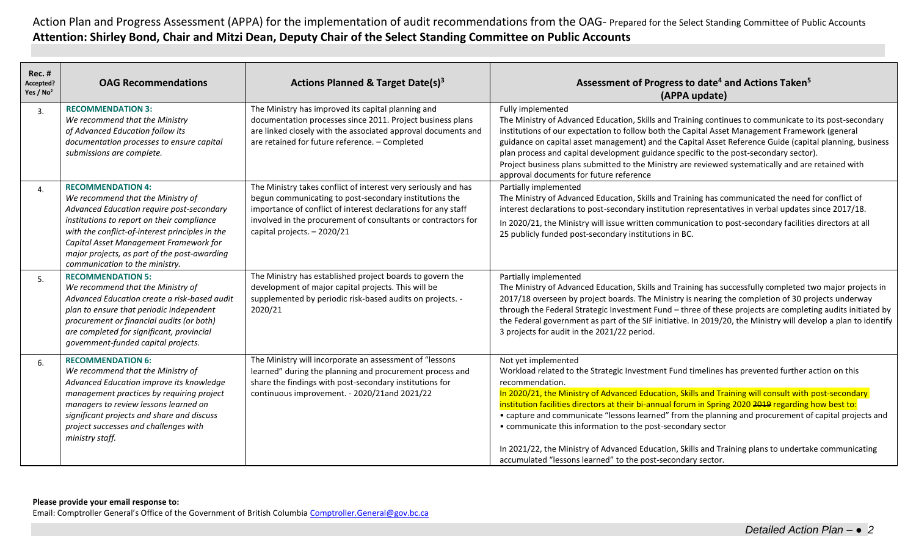Action Plan and Progress Assessment (APPA) for the implementation of audit recommendations from the OAG- Prepared for the Select Standing Committee of Public Accounts

**Attention: Shirley Bond, Chair and Mitzi Dean, Deputy Chair of the Select Standing Committee on Public Accounts**

| Rec. # Accepted? Yes / No[2] | OAG Recommendations | Actions Planned & Target Date(s)[3] | Assessment of Progress to date[4] and Actions Taken[5] (APPA update) |
|---|---|---|---|
| 3. | **RECOMMENDATION 3:** *We recommend that the Ministry of Advanced Education follow its documentation processes to ensure capital submissions are complete.* | The Ministry has improved its capital planning and documentation processes since 2011. Project business plans are linked closely with the associated approval documents and are retained for future reference. – Completed | Fully implemented<br>The Ministry of Advanced Education, Skills and Training continues to communicate to its post-secondary institutions of our expectation to follow both the Capital Asset Management Framework (general guidance on capital asset management) and the Capital Asset Reference Guide (capital planning, business plan process and capital development guidance specific to the post-secondary sector).<br>Project business plans submitted to the Ministry are reviewed systematically and are retained with approval documents for future reference |
| 4. | **RECOMMENDATION 4:** *We recommend that the Ministry of Advanced Education require post-secondary institutions to report on their compliance with the conflict-of-interest principles in the Capital Asset Management Framework for major projects, as part of the post-awarding communication to the ministry.* | The Ministry takes conflict of interest very seriously and has begun communicating to post-secondary institutions the importance of conflict of interest declarations for any staff involved in the procurement of consultants or contractors for capital projects. – 2020/21 | Partially implemented<br>The Ministry of Advanced Education, Skills and Training has communicated the need for conflict of interest declarations to post-secondary institution representatives in verbal updates since 2017/18.<br>In 2020/21, the Ministry will issue written communication to post-secondary facilities directors at all 25 publicly funded post-secondary institutions in BC. |
| 5. | **RECOMMENDATION 5:** *We recommend that the Ministry of Advanced Education create a risk-based audit plan to ensure that periodic independent procurement or financial audits (or both) are completed for significant, provincial government-funded capital projects.* | The Ministry has established project boards to govern the development of major capital projects. This will be supplemented by periodic risk-based audits on projects. - 2020/21 | Partially implemented<br>The Ministry of Advanced Education, Skills and Training has successfully completed two major projects in 2017/18 overseen by project boards. The Ministry is nearing the completion of 30 projects underway through the Federal Strategic Investment Fund – three of these projects are completing audits initiated by the Federal government as part of the SIF initiative. In 2019/20, the Ministry will develop a plan to identify 3 projects for audit in the 2021/22 period. |
| 6. | **RECOMMENDATION 6:** *We recommend that the Ministry of Advanced Education improve its knowledge management practices by requiring project managers to review lessons learned on significant projects and share and discuss project successes and challenges with ministry staff.* | The Ministry will incorporate an assessment of "lessons learned" during the planning and procurement process and share the findings with post-secondary institutions for continuous improvement. - 2020/21and 2021/22 | Not yet implemented<br>Workload related to the Strategic Investment Fund timelines has prevented further action on this recommendation.<br>In 2020/21, the Ministry of Advanced Education, Skills and Training will consult with post-secondary institution facilities directors at their bi-annual forum in Spring 2020 ~~2019~~ regarding how best to:<br>• capture and communicate "lessons learned" from the planning and procurement of capital projects and<br>• communicate this information to the post-secondary sector<br><br>In 2021/22, the Ministry of Advanced Education, Skills and Training plans to undertake communicating accumulated "lessons learned" to the post-secondary sector. |

**Please provide your email response to:**

Email: Comptroller General's Office of the Government of British Columbia [Comptroller.General@gov.bc.ca](mailto:Comptroller.General@gov.bc.ca)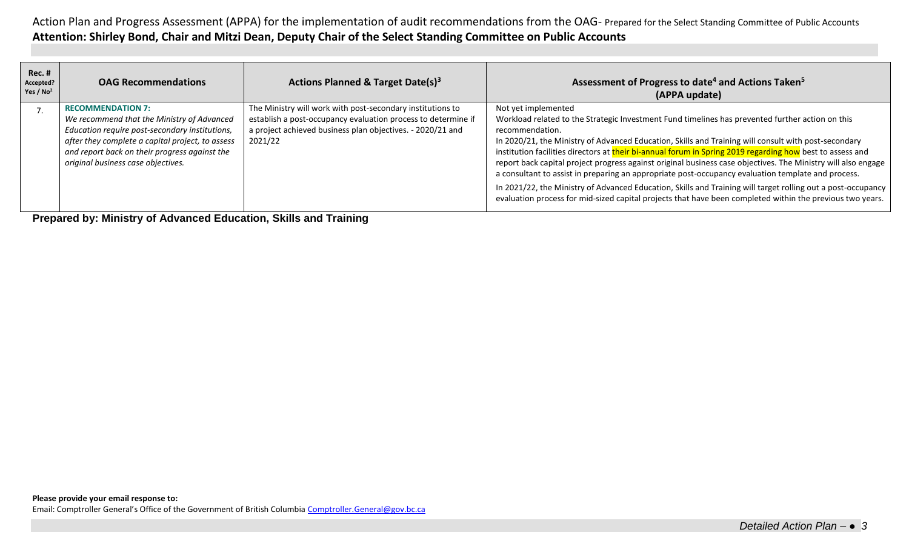Action Plan and Progress Assessment (APPA) for the implementation of audit recommendations from the OAG- Prepared for the Select Standing Committee of Public Accounts

**Attention: Shirley Bond, Chair and Mitzi Dean, Deputy Chair of the Select Standing Committee on Public Accounts**

| Rec. # Accepted? Yes / No[2] | OAG Recommendations | Actions Planned & Target Date(s)[3] | Assessment of Progress to date[4] and Actions Taken[5] (APPA update) |
|---|---|---|---|
| 7. | **RECOMMENDATION 7:** *We recommend that the Ministry of Advanced Education require post-secondary institutions, after they complete a capital project, to assess and report back on their progress against the original business case objectives.* | The Ministry will work with post-secondary institutions to establish a post-occupancy evaluation process to determine if a project achieved business plan objectives. - 2020/21 and 2021/22 | Not yet implemented<br>Workload related to the Strategic Investment Fund timelines has prevented further action on this recommendation.<br>In 2020/21, the Ministry of Advanced Education, Skills and Training will consult with post-secondary institution facilities directors at their bi-annual forum in Spring 2019 regarding how best to assess and report back capital project progress against original business case objectives. The Ministry will also engage a consultant to assist in preparing an appropriate post-occupancy evaluation template and process.<br>In 2021/22, the Ministry of Advanced Education, Skills and Training will target rolling out a post-occupancy evaluation process for mid-sized capital projects that have been completed within the previous two years. |

**Prepared by: Ministry of Advanced Education, Skills and Training**

**Please provide your email response to:**

Email: Comptroller General's Office of the Government of British Columbia Comptroller.General@gov.bc.ca